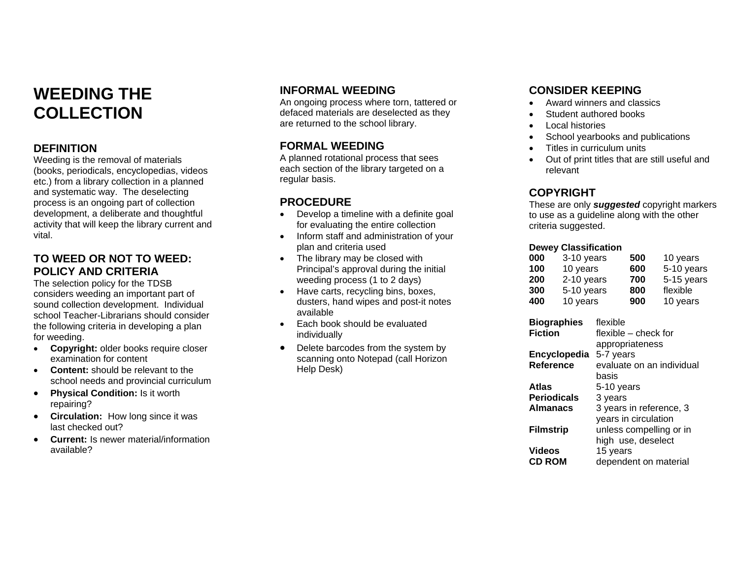# WEEDING THE COLLECTION

## DEFINITION

Weeding is the removal of materials (books, periodicals, encyclopedias, videos etc.) from a library collection in a planned and systematic way. The deselecting process is an ongoing part of collection development, a deliberate and thoughtful activity that will keep the library current and vital.

## TO WEED OR NOT TO WEED: POLICY AND CRITERIA

The selection policy for the TDSB considers weeding an important part of sound collection development. Individual school Teacher-Librarians should consider the following criteria in developing a plan for weeding.

- **Copyright:** older books require closer examination for content
- **Content:** should be relevant to the school needs and provincial curriculum
- **Physical Condition:** Is it worth repairing?
- **Circulation:** How long since it was last checked out?
- **Current:** Is newer material/information available?

## INFORMAL WEEDING

An ongoing process where torn, tattered or defaced materials are deselected as they are returned to the school library.

## FORMAL WEEDING

A planned rotational process that sees each section of the library targeted on a regular basis.

## PROCEDURE

- Develop a timeline with a definite goal for evaluating the entire collection
- Inform staff and administration of your plan and criteria used
- The library may be closed with Principal's approval during the initial weeding process (1 to 2 days)
- Have carts, recycling bins, boxes, dusters, hand wipes and post-it notes available
- Each book should be evaluated individually
- Delete barcodes from the system by scanning onto Notepad (call Horizon Help Desk)

## CONSIDER KEEPING

- Award winners and classics
- Student authored books
- Local histories
- School yearbooks and publications
- Titles in curriculum units
- Out of print titles that are still useful and relevant

## COPYRIGHT

These are only ***suggested*** copyright markers to use as a guideline along with the other criteria suggested.

**Dewey Classification**

| | | | |
|---|---|---|---|
| **000** | 3-10 years | **500** | 10 years |
| **100** | 10 years | **600** | 5-10 years |
| **200** | 2-10 years | **700** | 5-15 years |
| **300** | 5-10 years | **800** | flexible |
| **400** | 10 years | **900** | 10 years |

| | |
|---|---|
| **Biographies** | flexible |
| **Fiction** | flexible – check for appropriateness |
| **Encyclopedia** | 5-7 years |
| **Reference** | evaluate on an individual basis |
| **Atlas** | 5-10 years |
| **Periodicals** | 3 years |
| **Almanacs** | 3 years in reference, 3 years in circulation |
| **Filmstrip** | unless compelling or in high use, deselect |
| **Videos** | 15 years |
| **CD ROM** | dependent on material |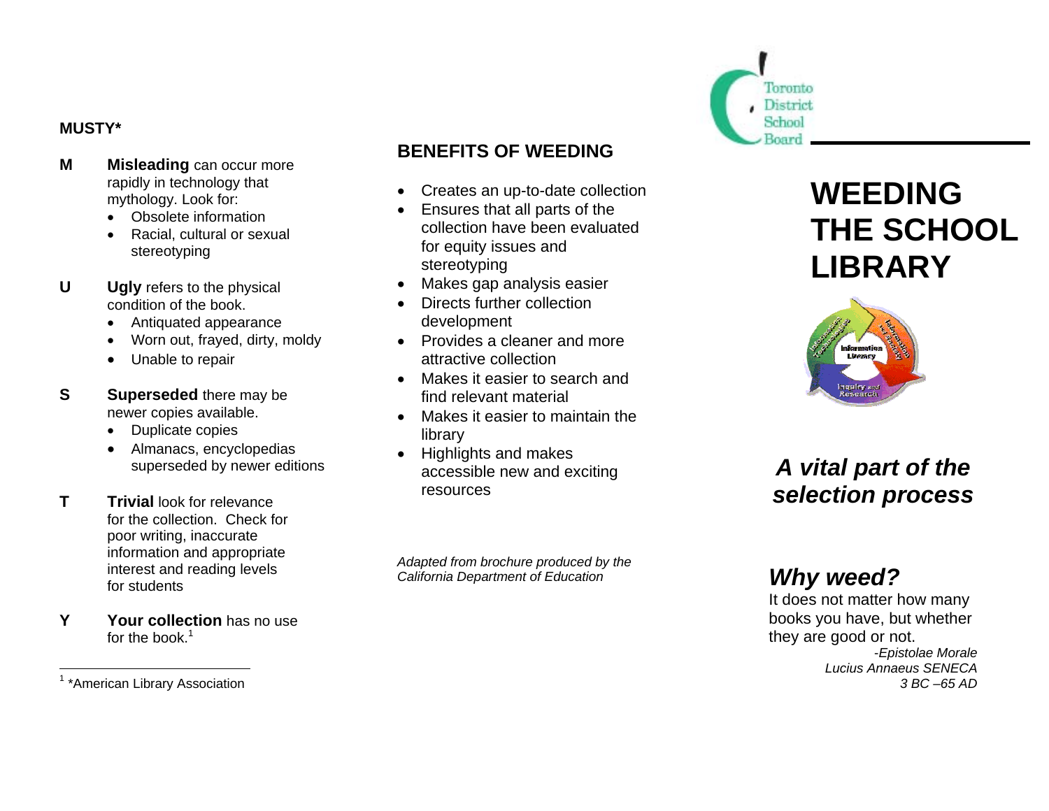## MUSTY*

**M** **Misleading** can occur more rapidly in technology that mythology. Look for:

- Obsolete information
- Racial, cultural or sexual stereotyping

**U** **Ugly** refers to the physical condition of the book.

- Antiquated appearance
- Worn out, frayed, dirty, moldy
- Unable to repair

**S** **Superseded** there may be newer copies available.

- Duplicate copies
- Almanacs, encyclopedias superseded by newer editions

**T** **Trivial** look for relevance for the collection. Check for poor writing, inaccurate information and appropriate interest and reading levels for students

**Y** **Your collection** has no use for the book.[1]

[1] *American Library Association

## BENEFITS OF WEEDING

- Creates an up-to-date collection
- Ensures that all parts of the collection have been evaluated for equity issues and stereotyping
- Makes gap analysis easier
- Directs further collection development
- Provides a cleaner and more attractive collection
- Makes it easier to search and find relevant material
- Makes it easier to maintain the library
- Highlights and makes accessible new and exciting resources

*Adapted from brochure produced by the California Department of Education*

Toronto District School Board

# WEEDING THE SCHOOL LIBRARY

Information Technologies
Information in Society
Information Literacy
Inquiry and Research

## *A vital part of the selection process*

## *Why weed?*

It does not matter how many books you have, but whether they are good or not.

*-Epistolae Morale*
*Lucius Annaeus SENECA*
*3 BC –65 AD*